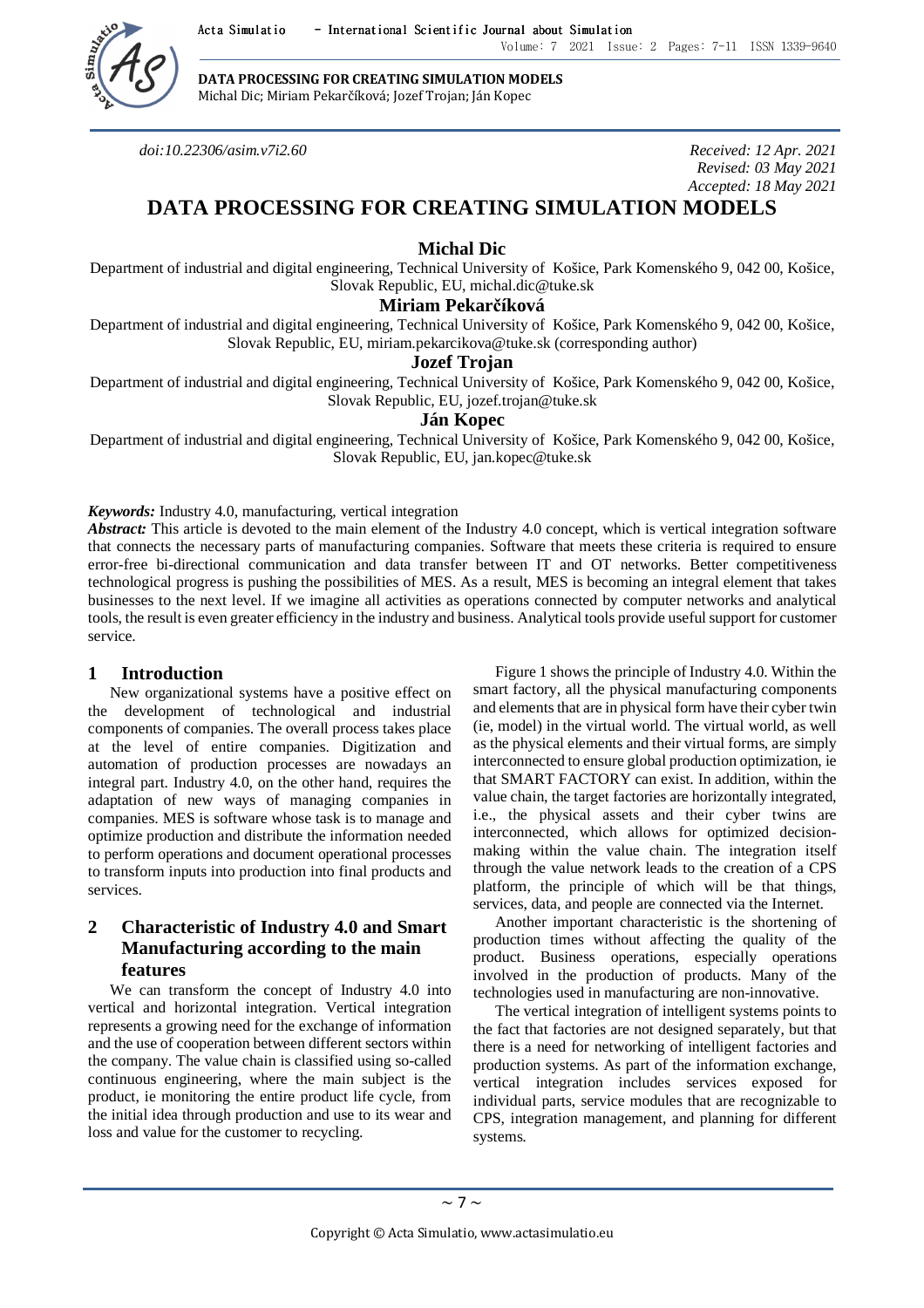doi:10.22306/asim.v7i2.60

*Received: 12 Apr. 2021*
*Revised: 03 May 2021*
*Accepted: 18 May 2021*

# DATA PROCESSING FOR CREATING SIMULATION MODELS

**Michal Dic**

Department of industrial and digital engineering, Technical University of Košice, Park Komenského 9, 042 00, Košice, Slovak Republic, EU, michal.dic@tuke.sk

**Miriam Pekarčíková**

Department of industrial and digital engineering, Technical University of Košice, Park Komenského 9, 042 00, Košice, Slovak Republic, EU, miriam.pekarcikova@tuke.sk (corresponding author)

**Jozef Trojan**

Department of industrial and digital engineering, Technical University of Košice, Park Komenského 9, 042 00, Košice, Slovak Republic, EU, jozef.trojan@tuke.sk

**Ján Kopec**

Department of industrial and digital engineering, Technical University of Košice, Park Komenského 9, 042 00, Košice, Slovak Republic, EU, jan.kopec@tuke.sk

***Keywords:*** Industry 4.0, manufacturing, vertical integration

***Abstract:*** This article is devoted to the main element of the Industry 4.0 concept, which is vertical integration software that connects the necessary parts of manufacturing companies. Software that meets these criteria is required to ensure error-free bi-directional communication and data transfer between IT and OT networks. Better competitiveness technological progress is pushing the possibilities of MES. As a result, MES is becoming an integral element that takes businesses to the next level. If we imagine all activities as operations connected by computer networks and analytical tools, the result is even greater efficiency in the industry and business. Analytical tools provide useful support for customer service.

## 1 Introduction

New organizational systems have a positive effect on the development of technological and industrial components of companies. The overall process takes place at the level of entire companies. Digitization and automation of production processes are nowadays an integral part. Industry 4.0, on the other hand, requires the adaptation of new ways of managing companies in companies. MES is software whose task is to manage and optimize production and distribute the information needed to perform operations and document operational processes to transform inputs into production into final products and services.

## 2 Characteristic of Industry 4.0 and Smart Manufacturing according to the main features

We can transform the concept of Industry 4.0 into vertical and horizontal integration. Vertical integration represents a growing need for the exchange of information and the use of cooperation between different sectors within the company. The value chain is classified using so-called continuous engineering, where the main subject is the product, ie monitoring the entire product life cycle, from the initial idea through production and use to its wear and loss and value for the customer to recycling.

Figure 1 shows the principle of Industry 4.0. Within the smart factory, all the physical manufacturing components and elements that are in physical form have their cyber twin (ie, model) in the virtual world. The virtual world, as well as the physical elements and their virtual forms, are simply interconnected to ensure global production optimization, ie that SMART FACTORY can exist. In addition, within the value chain, the target factories are horizontally integrated, i.e., the physical assets and their cyber twins are interconnected, which allows for optimized decision-making within the value chain. The integration itself through the value network leads to the creation of a CPS platform, the principle of which will be that things, services, data, and people are connected via the Internet.

Another important characteristic is the shortening of production times without affecting the quality of the product. Business operations, especially operations involved in the production of products. Many of the technologies used in manufacturing are non-innovative.

The vertical integration of intelligent systems points to the fact that factories are not designed separately, but that there is a need for networking of intelligent factories and production systems. As part of the information exchange, vertical integration includes services exposed for individual parts, service modules that are recognizable to CPS, integration management, and planning for different systems.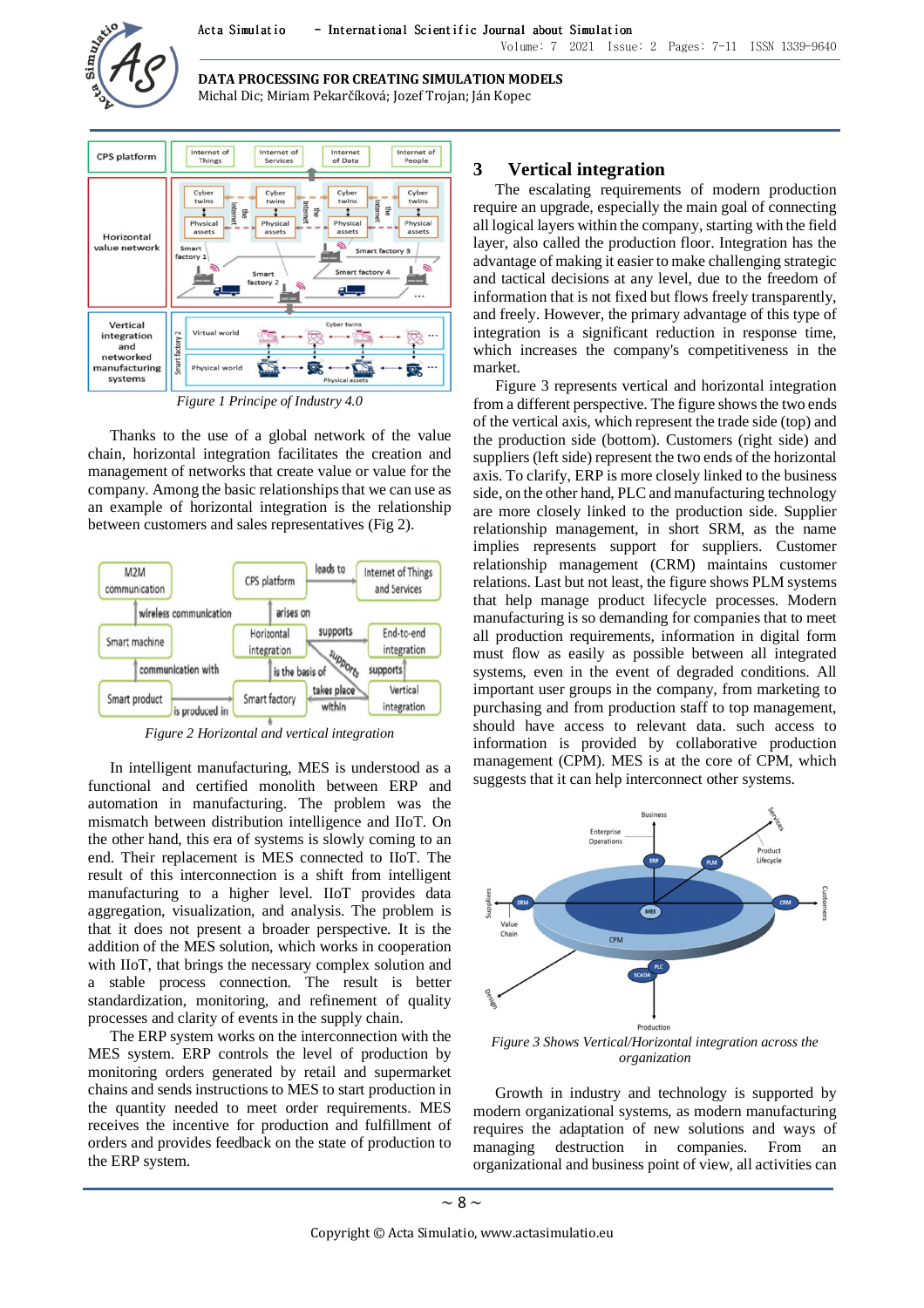Figure 1 Principle of Industry 4.0

Thanks to the use of a global network of the value chain, horizontal integration facilitates the creation and management of networks that create value or value for the company. Among the basic relationships that we can use as an example of horizontal integration is the relationship between customers and sales representatives (Fig 2).

Figure 2 Horizontal and vertical integration

In intelligent manufacturing, MES is understood as a functional and certified monolith between ERP and automation in manufacturing. The problem was the mismatch between distribution intelligence and IIoT. On the other hand, this era of systems is slowly coming to an end. Their replacement is MES connected to IIoT. The result of this interconnection is a shift from intelligent manufacturing to a higher level. IIoT provides data aggregation, visualization, and analysis. The problem is that it does not present a broader perspective. It is the addition of the MES solution, which works in cooperation with IIoT, that brings the necessary complex solution and a stable process connection. The result is better standardization, monitoring, and refinement of quality processes and clarity of events in the supply chain.

The ERP system works on the interconnection with the MES system. ERP controls the level of production by monitoring orders generated by retail and supermarket chains and sends instructions to MES to start production in the quantity needed to meet order requirements. MES receives the incentive for production and fulfillment of orders and provides feedback on the state of production to the ERP system.

# 3 Vertical integration

The escalating requirements of modern production require an upgrade, especially the main goal of connecting all logical layers within the company, starting with the field layer, also called the production floor. Integration has the advantage of making it easier to make challenging strategic and tactical decisions at any level, due to the freedom of information that is not fixed but flows freely transparently, and freely. However, the primary advantage of this type of integration is a significant reduction in response time, which increases the company's competitiveness in the market.

Figure 3 represents vertical and horizontal integration from a different perspective. The figure shows the two ends of the vertical axis, which represent the trade side (top) and the production side (bottom). Customers (right side) and suppliers (left side) represent the two ends of the horizontal axis. To clarify, ERP is more closely linked to the business side, on the other hand, PLC and manufacturing technology are more closely linked to the production side. Supplier relationship management, in short SRM, as the name implies represents support for suppliers. Customer relationship management (CRM) maintains customer relations. Last but not least, the figure shows PLM systems that help manage product lifecycle processes. Modern manufacturing is so demanding for companies that to meet all production requirements, information in digital form must flow as easily as possible between all integrated systems, even in the event of degraded conditions. All important user groups in the company, from marketing to purchasing and from production staff to top management, should have access to relevant data. such access to information is provided by collaborative production management (CPM). MES is at the core of CPM, which suggests that it can help interconnect other systems.

Figure 3 Shows Vertical/Horizontal integration across the organization

Growth in industry and technology is supported by modern organizational systems, as modern manufacturing requires the adaptation of new solutions and ways of managing destruction in companies. From an organizational and business point of view, all activities can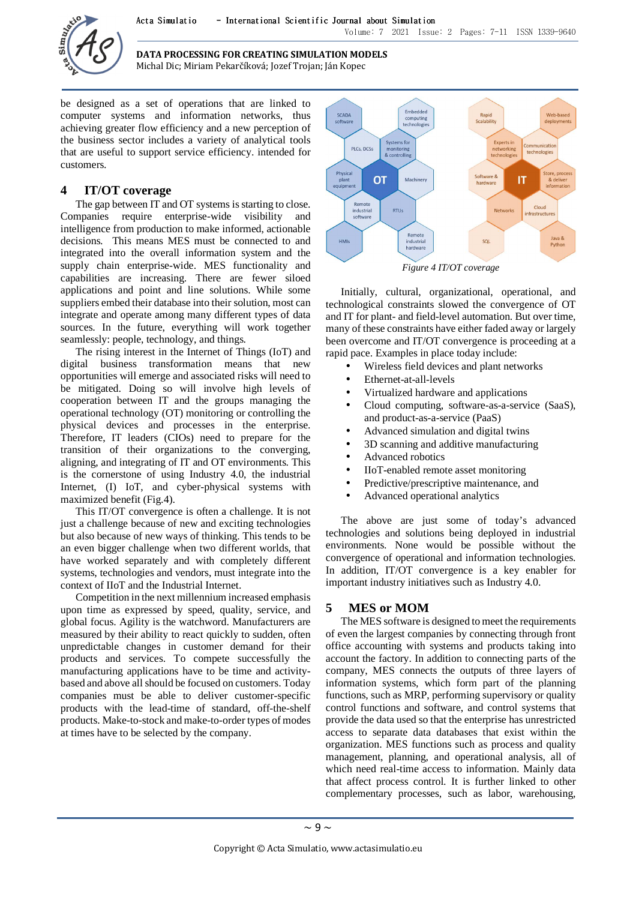be designed as a set of operations that are linked to computer systems and information networks, thus achieving greater flow efficiency and a new perception of the business sector includes a variety of analytical tools that are useful to support service efficiency. intended for customers.

## 4 IT/OT coverage

The gap between IT and OT systems is starting to close. Companies require enterprise-wide visibility and intelligence from production to make informed, actionable decisions. This means MES must be connected to and integrated into the overall information system and the supply chain enterprise-wide. MES functionality and capabilities are increasing. There are fewer siloed applications and point and line solutions. While some suppliers embed their database into their solution, most can integrate and operate among many different types of data sources. In the future, everything will work together seamlessly: people, technology, and things.

The rising interest in the Internet of Things (IoT) and digital business transformation means that new opportunities will emerge and associated risks will need to be mitigated. Doing so will involve high levels of cooperation between IT and the groups managing the operational technology (OT) monitoring or controlling the physical devices and processes in the enterprise. Therefore, IT leaders (CIOs) need to prepare for the transition of their organizations to the converging, aligning, and integrating of IT and OT environments. This is the cornerstone of using Industry 4.0, the industrial Internet, (I) IoT, and cyber-physical systems with maximized benefit (Fig.4).

This IT/OT convergence is often a challenge. It is not just a challenge because of new and exciting technologies but also because of new ways of thinking. This tends to be an even bigger challenge when two different worlds, that have worked separately and with completely different systems, technologies and vendors, must integrate into the context of IIoT and the Industrial Internet.

Competition in the next millennium increased emphasis upon time as expressed by speed, quality, service, and global focus. Agility is the watchword. Manufacturers are measured by their ability to react quickly to sudden, often unpredictable changes in customer demand for their products and services. To compete successfully the manufacturing applications have to be time and activity-based and above all should be focused on customers. Today companies must be able to deliver customer-specific products with the lead-time of standard, off-the-shelf products. Make-to-stock and make-to-order types of modes at times have to be selected by the company.

*Figure 4 IT/OT coverage*

Initially, cultural, organizational, operational, and technological constraints slowed the convergence of OT and IT for plant- and field-level automation. But over time, many of these constraints have either faded away or largely been overcome and IT/OT convergence is proceeding at a rapid pace. Examples in place today include:

- Wireless field devices and plant networks
- Ethernet-at-all-levels
- Virtualized hardware and applications
- Cloud computing, software-as-a-service (SaaS), and product-as-a-service (PaaS)
- Advanced simulation and digital twins
- 3D scanning and additive manufacturing
- Advanced robotics
- IIoT-enabled remote asset monitoring
- Predictive/prescriptive maintenance, and
- Advanced operational analytics

The above are just some of today's advanced technologies and solutions being deployed in industrial environments. None would be possible without the convergence of operational and information technologies. In addition, IT/OT convergence is a key enabler for important industry initiatives such as Industry 4.0.

## 5 MES or MOM

The MES software is designed to meet the requirements of even the largest companies by connecting through front office accounting with systems and products taking into account the factory. In addition to connecting parts of the company, MES connects the outputs of three layers of information systems, which form part of the planning functions, such as MRP, performing supervisory or quality control functions and software, and control systems that provide the data used so that the enterprise has unrestricted access to separate data databases that exist within the organization. MES functions such as process and quality management, planning, and operational analysis, all of which need real-time access to information. Mainly data that affect process control. It is further linked to other complementary processes, such as labor, warehousing,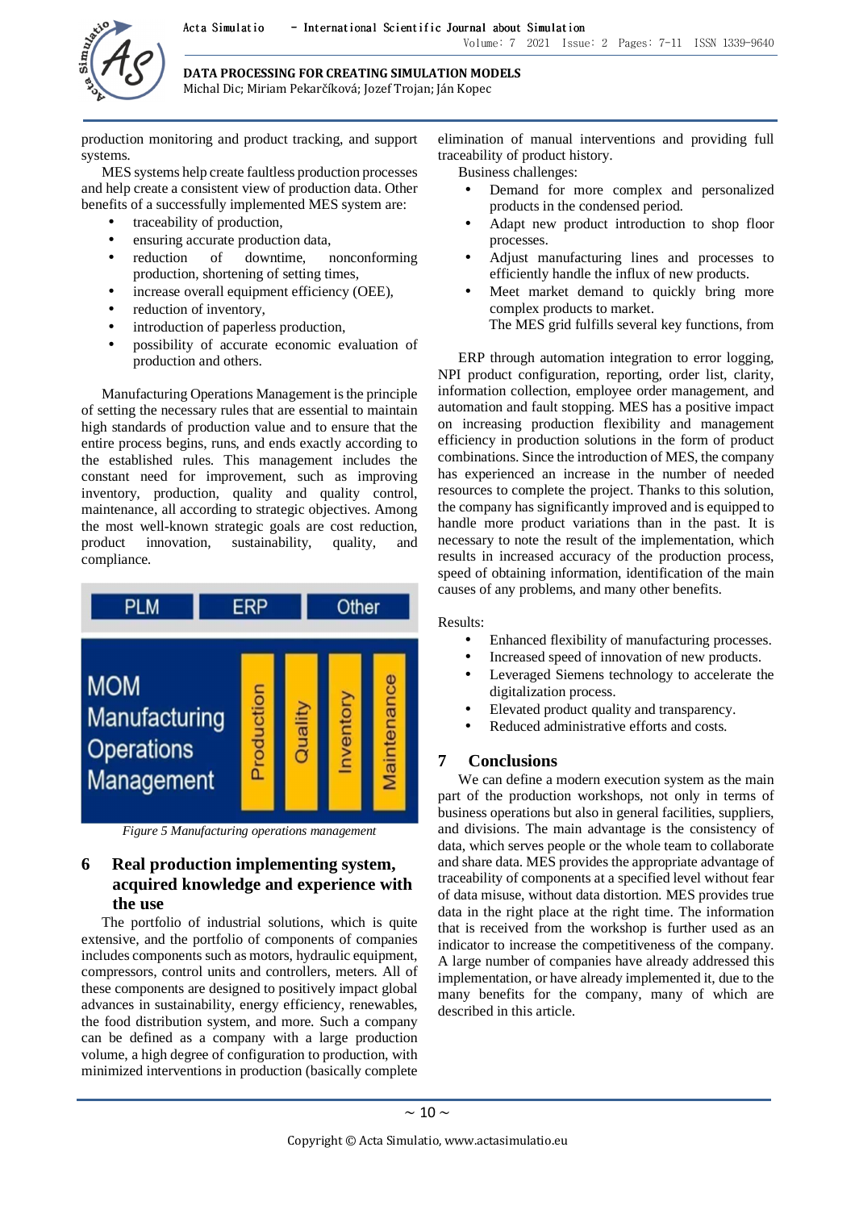production monitoring and product tracking, and support systems.

MES systems help create faultless production processes and help create a consistent view of production data. Other benefits of a successfully implemented MES system are:

- traceability of production,
- ensuring accurate production data,
- reduction of downtime, nonconforming production, shortening of setting times,
- increase overall equipment efficiency (OEE),
- reduction of inventory,
- introduction of paperless production,
- possibility of accurate economic evaluation of production and others.

Manufacturing Operations Management is the principle of setting the necessary rules that are essential to maintain high standards of production value and to ensure that the entire process begins, runs, and ends exactly according to the established rules. This management includes the constant need for improvement, such as improving inventory, production, quality and quality control, maintenance, all according to strategic objectives. Among the most well-known strategic goals are cost reduction, product innovation, sustainability, quality, and compliance.

*Figure 5 Manufacturing operations management*

## 6 Real production implementing system, acquired knowledge and experience with the use

The portfolio of industrial solutions, which is quite extensive, and the portfolio of components of companies includes components such as motors, hydraulic equipment, compressors, control units and controllers, meters. All of these components are designed to positively impact global advances in sustainability, energy efficiency, renewables, the food distribution system, and more. Such a company can be defined as a company with a large production volume, a high degree of configuration to production, with minimized interventions in production (basically complete elimination of manual interventions and providing full traceability of product history.

Business challenges:

- Demand for more complex and personalized products in the condensed period.
- Adapt new product introduction to shop floor processes.
- Adjust manufacturing lines and processes to efficiently handle the influx of new products.
- Meet market demand to quickly bring more complex products to market.

The MES grid fulfills several key functions, from

ERP through automation integration to error logging, NPI product configuration, reporting, order list, clarity, information collection, employee order management, and automation and fault stopping. MES has a positive impact on increasing production flexibility and management efficiency in production solutions in the form of product combinations. Since the introduction of MES, the company has experienced an increase in the number of needed resources to complete the project. Thanks to this solution, the company has significantly improved and is equipped to handle more product variations than in the past. It is necessary to note the result of the implementation, which results in increased accuracy of the production process, speed of obtaining information, identification of the main causes of any problems, and many other benefits.

Results:

- Enhanced flexibility of manufacturing processes.
- Increased speed of innovation of new products.
- Leveraged Siemens technology to accelerate the digitalization process.
- Elevated product quality and transparency.
- Reduced administrative efforts and costs.

## 7 Conclusions

We can define a modern execution system as the main part of the production workshops, not only in terms of business operations but also in general facilities, suppliers, and divisions. The main advantage is the consistency of data, which serves people or the whole team to collaborate and share data. MES provides the appropriate advantage of traceability of components at a specified level without fear of data misuse, without data distortion. MES provides true data in the right place at the right time. The information that is received from the workshop is further used as an indicator to increase the competitiveness of the company. A large number of companies have already addressed this implementation, or have already implemented it, due to the many benefits for the company, many of which are described in this article.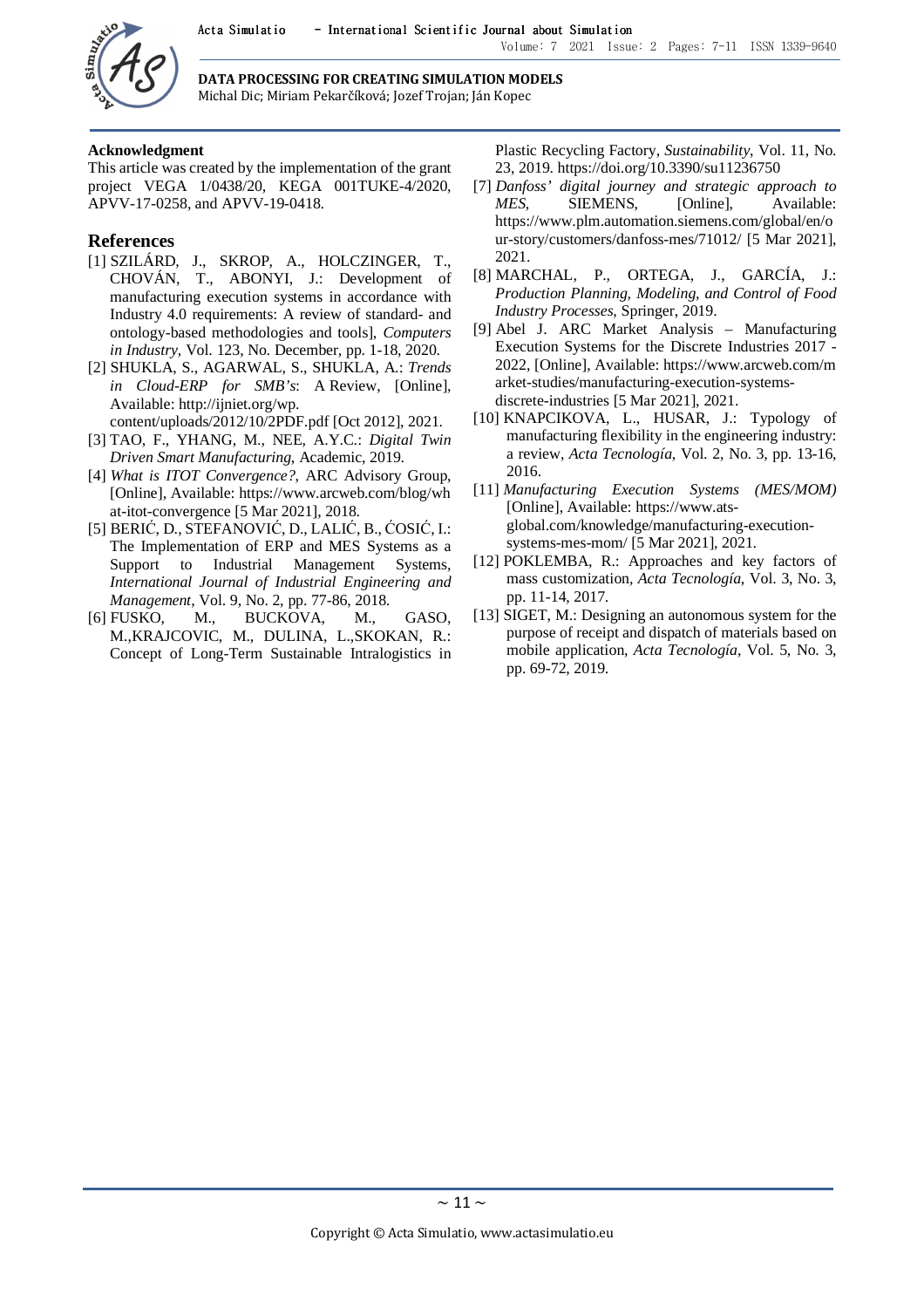**Acknowledgment**

This article was created by the implementation of the grant project VEGA 1/0438/20, KEGA 001TUKE-4/2020, APVV-17-0258, and APVV-19-0418.

## References

[1] SZILÁRD, J., SKROP, A., HOLCZINGER, T., CHOVÁN, T., ABONYI, J.: Development of manufacturing execution systems in accordance with Industry 4.0 requirements: A review of standard- and ontology-based methodologies and tools], *Computers in Industry*, Vol. 123, No. December, pp. 1-18, 2020.

[2] SHUKLA, S., AGARWAL, S., SHUKLA, A.: *Trends in Cloud-ERP for SMB's*: A Review, [Online], Available: http://ijniet.org/wp. content/uploads/2012/10/2PDF.pdf [Oct 2012], 2021.

[3] TAO, F., YHANG, M., NEE, A.Y.C.: *Digital Twin Driven Smart Manufacturing*, Academic, 2019.

[4] *What is ITOT Convergence?*, ARC Advisory Group, [Online], Available: https://www.arcweb.com/blog/what-itot-convergence [5 Mar 2021], 2018.

[5] BERIĆ, D., STEFANOVIĆ, D., LALIĆ, B., ĆOSIĆ, I.: The Implementation of ERP and MES Systems as a Support to Industrial Management Systems, *International Journal of Industrial Engineering and Management*, Vol. 9, No. 2, pp. 77-86, 2018.

[6] FUSKO, M., BUCKOVA, M., GASO, M.,KRAJCOVIC, M., DULINA, L.,SKOKAN, R.: Concept of Long-Term Sustainable Intralogistics in Plastic Recycling Factory, *Sustainability*, Vol. 11, No. 23, 2019. https://doi.org/10.3390/su11236750

[7] *Danfoss' digital journey and strategic approach to MES*, SIEMENS, [Online], Available: https://www.plm.automation.siemens.com/global/en/our-story/customers/danfoss-mes/71012/ [5 Mar 2021], 2021.

[8] MARCHAL, P., ORTEGA, J., GARCÍA, J.: *Production Planning, Modeling, and Control of Food Industry Processes*, Springer, 2019.

[9] Abel J. ARC Market Analysis – Manufacturing Execution Systems for the Discrete Industries 2017 - 2022, [Online], Available: https://www.arcweb.com/market-studies/manufacturing-execution-systems-discrete-industries [5 Mar 2021], 2021.

[10] KNAPCIKOVA, L., HUSAR, J.: Typology of manufacturing flexibility in the engineering industry: a review, *Acta Tecnología*, Vol. 2, No. 3, pp. 13-16, 2016.

[11] *Manufacturing Execution Systems (MES/MOM)* [Online], Available: https://www.ats-global.com/knowledge/manufacturing-execution-systems-mes-mom/ [5 Mar 2021], 2021.

[12] POKLEMBA, R.: Approaches and key factors of mass customization, *Acta Tecnología*, Vol. 3, No. 3, pp. 11-14, 2017.

[13] SIGET, M.: Designing an autonomous system for the purpose of receipt and dispatch of materials based on mobile application, *Acta Tecnología*, Vol. 5, No. 3, pp. 69-72, 2019.